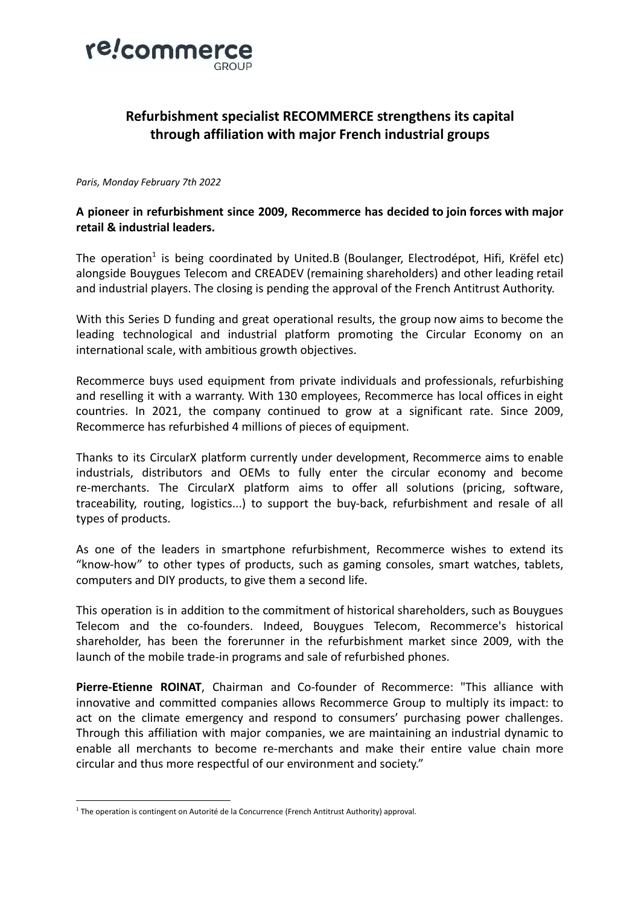re!commerce GROUP

# Refurbishment specialist RECOMMERCE strengthens its capital through affiliation with major French industrial groups

*Paris, Monday February 7th 2022*

**A pioneer in refurbishment since 2009, Recommerce has decided to join forces with major retail & industrial leaders.**

The operation[1] is being coordinated by United.B (Boulanger, Electrodépot, Hifi, Krëfel etc) alongside Bouygues Telecom and CREADEV (remaining shareholders) and other leading retail and industrial players. The closing is pending the approval of the French Antitrust Authority.

With this Series D funding and great operational results, the group now aims to become the leading technological and industrial platform promoting the Circular Economy on an international scale, with ambitious growth objectives.

Recommerce buys used equipment from private individuals and professionals, refurbishing and reselling it with a warranty. With 130 employees, Recommerce has local offices in eight countries. In 2021, the company continued to grow at a significant rate. Since 2009, Recommerce has refurbished 4 millions of pieces of equipment.

Thanks to its CircularX platform currently under development, Recommerce aims to enable industrials, distributors and OEMs to fully enter the circular economy and become re-merchants. The CircularX platform aims to offer all solutions (pricing, software, traceability, routing, logistics...) to support the buy-back, refurbishment and resale of all types of products.

As one of the leaders in smartphone refurbishment, Recommerce wishes to extend its “know-how” to other types of products, such as gaming consoles, smart watches, tablets, computers and DIY products, to give them a second life.

This operation is in addition to the commitment of historical shareholders, such as Bouygues Telecom and the co-founders. Indeed, Bouygues Telecom, Recommerce's historical shareholder, has been the forerunner in the refurbishment market since 2009, with the launch of the mobile trade-in programs and sale of refurbished phones.

**Pierre-Etienne ROINAT**, Chairman and Co-founder of Recommerce: "This alliance with innovative and committed companies allows Recommerce Group to multiply its impact: to act on the climate emergency and respond to consumers’ purchasing power challenges. Through this affiliation with major companies, we are maintaining an industrial dynamic to enable all merchants to become re-merchants and make their entire value chain more circular and thus more respectful of our environment and society.”

[1] The operation is contingent on Autorité de la Concurrence (French Antitrust Authority) approval.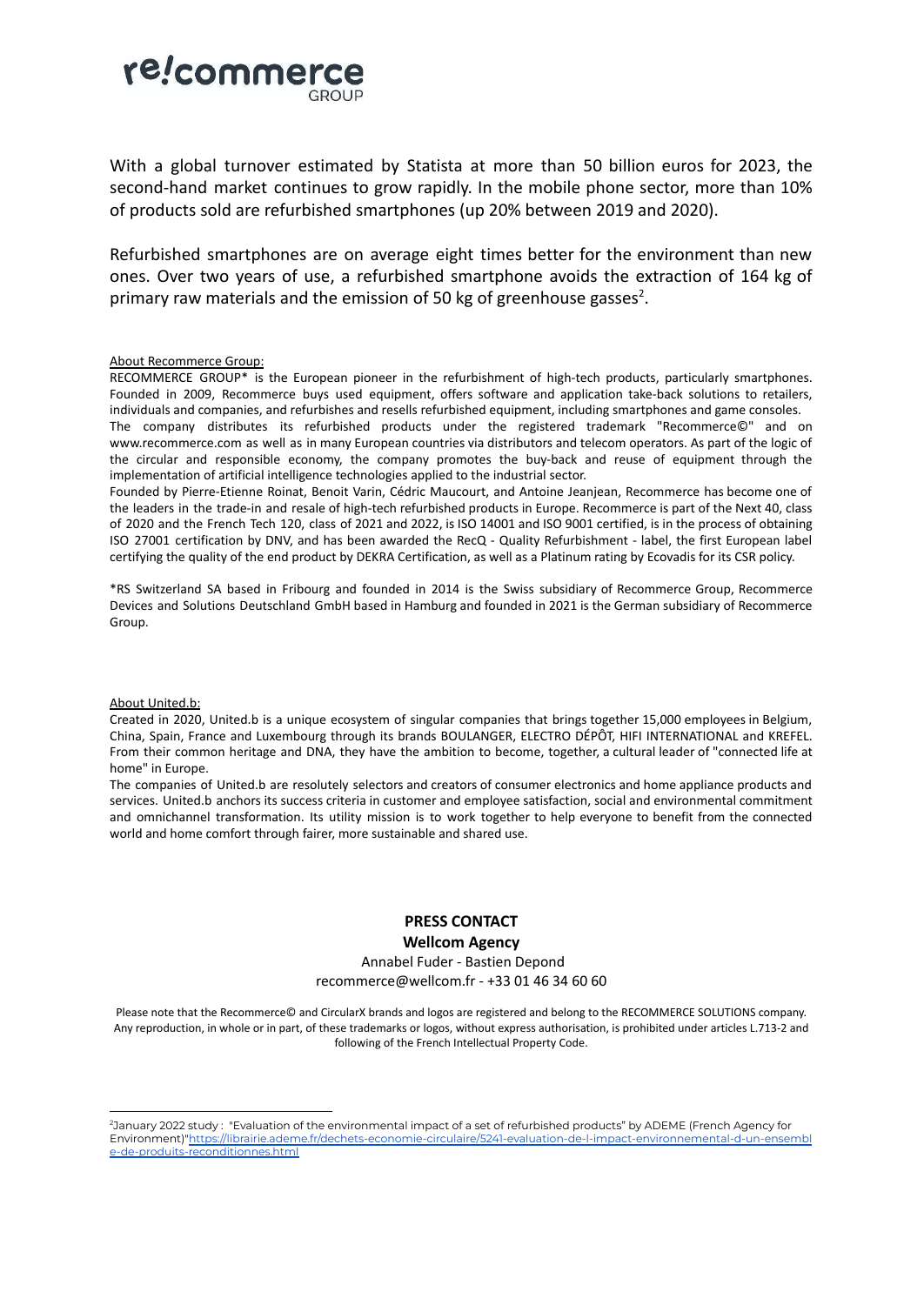With a global turnover estimated by Statista at more than 50 billion euros for 2023, the second-hand market continues to grow rapidly. In the mobile phone sector, more than 10% of products sold are refurbished smartphones (up 20% between 2019 and 2020).

Refurbished smartphones are on average eight times better for the environment than new ones. Over two years of use, a refurbished smartphone avoids the extraction of 164 kg of primary raw materials and the emission of 50 kg of greenhouse gasses[2].

About Recommerce Group:

RECOMMERCE GROUP* is the European pioneer in the refurbishment of high-tech products, particularly smartphones. Founded in 2009, Recommerce buys used equipment, offers software and application take-back solutions to retailers, individuals and companies, and refurbishes and resells refurbished equipment, including smartphones and game consoles.
The company distributes its refurbished products under the registered trademark "Recommerce©" and on www.recommerce.com as well as in many European countries via distributors and telecom operators. As part of the logic of the circular and responsible economy, the company promotes the buy-back and reuse of equipment through the implementation of artificial intelligence technologies applied to the industrial sector.
Founded by Pierre-Etienne Roinat, Benoit Varin, Cédric Maucourt, and Antoine Jeanjean, Recommerce has become one of the leaders in the trade-in and resale of high-tech refurbished products in Europe. Recommerce is part of the Next 40, class of 2020 and the French Tech 120, class of 2021 and 2022, is ISO 14001 and ISO 9001 certified, is in the process of obtaining ISO 27001 certification by DNV, and has been awarded the RecQ - Quality Refurbishment - label, the first European label certifying the quality of the end product by DEKRA Certification, as well as a Platinum rating by Ecovadis for its CSR policy.

*RS Switzerland SA based in Fribourg and founded in 2014 is the Swiss subsidiary of Recommerce Group, Recommerce Devices and Solutions Deutschland GmbH based in Hamburg and founded in 2021 is the German subsidiary of Recommerce Group.

About United.b:

Created in 2020, United.b is a unique ecosystem of singular companies that brings together 15,000 employees in Belgium, China, Spain, France and Luxembourg through its brands BOULANGER, ELECTRO DÉPÔT, HIFI INTERNATIONAL and KREFEL. From their common heritage and DNA, they have the ambition to become, together, a cultural leader of "connected life at home" in Europe.
The companies of United.b are resolutely selectors and creators of consumer electronics and home appliance products and services. United.b anchors its success criteria in customer and employee satisfaction, social and environmental commitment and omnichannel transformation. Its utility mission is to work together to help everyone to benefit from the connected world and home comfort through fairer, more sustainable and shared use.

**PRESS CONTACT**

**Wellcom Agency**

Annabel Fuder - Bastien Depond
recommerce@wellcom.fr - +33 01 46 34 60 60

Please note that the Recommerce© and CircularX brands and logos are registered and belong to the RECOMMERCE SOLUTIONS company. Any reproduction, in whole or in part, of these trademarks or logos, without express authorisation, is prohibited under articles L.713-2 and following of the French Intellectual Property Code.

[2]January 2022 study : "Evaluation of the environmental impact of a set of refurbished products" by ADEME (French Agency for Environment)"https://librairie.ademe.fr/dechets-economie-circulaire/5241-evaluation-de-l-impact-environnemental-d-un-ensemble-de-produits-reconditionnes.html